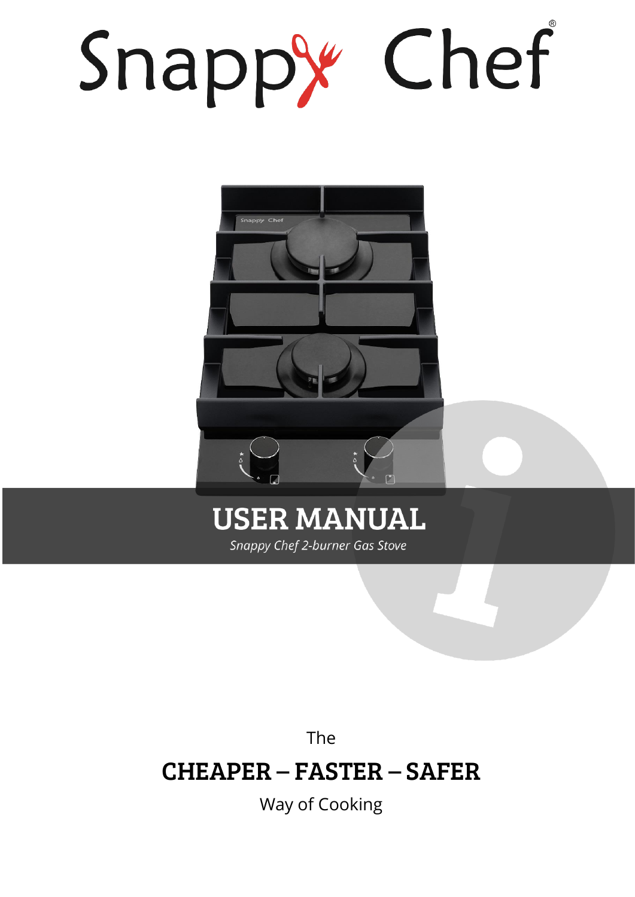# Snappy Chef®

# USER MANUAL

*Snappy Chef 2-burner Gas Stove*

The

**CHEAPER – FASTER – SAFER**

Way of Cooking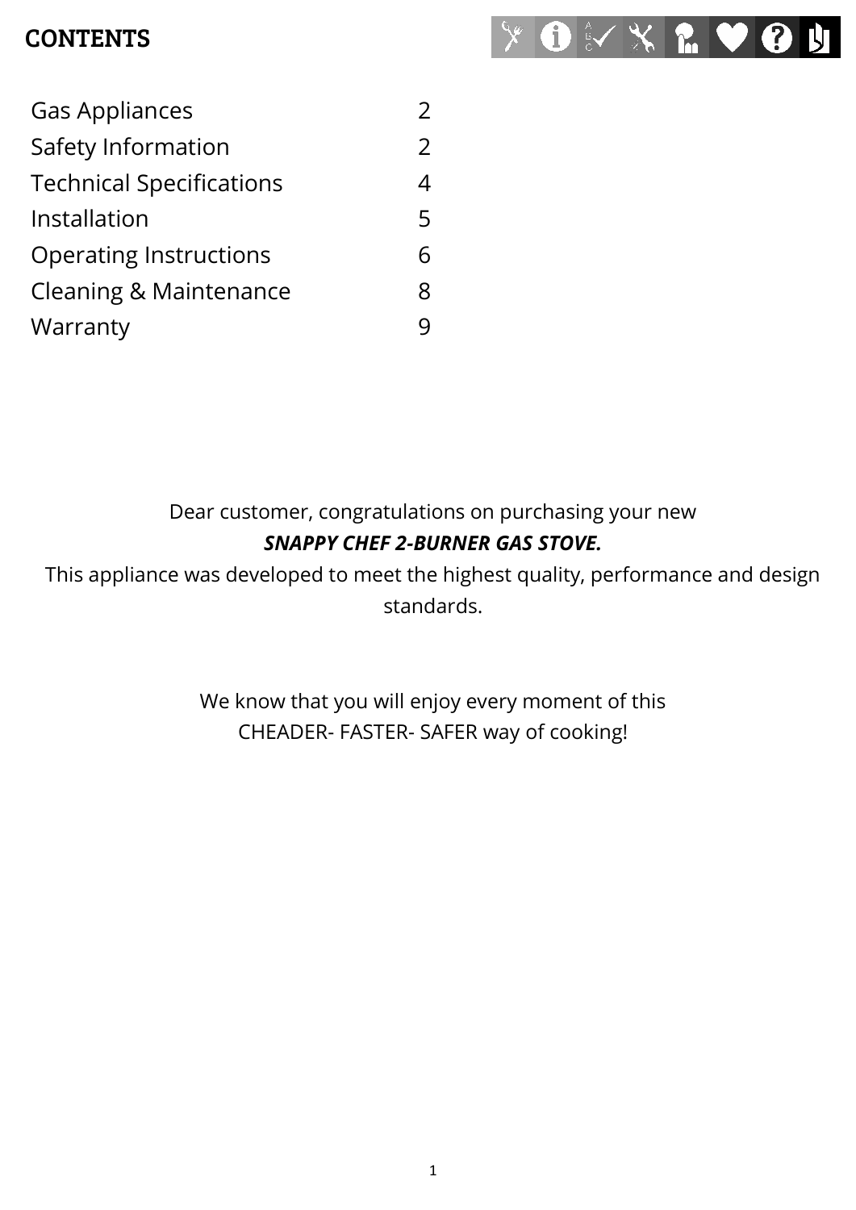# CONTENTS

| | |
|---|---|
| Gas Appliances | 2 |
| Safety Information | 2 |
| Technical Specifications | 4 |
| Installation | 5 |
| Operating Instructions | 6 |
| Cleaning & Maintenance | 8 |
| Warranty | 9 |

Dear customer, congratulations on purchasing your new

***SNAPPY CHEF 2-BURNER GAS STOVE.***

This appliance was developed to meet the highest quality, performance and design standards.

We know that you will enjoy every moment of this
CHEADER- FASTER- SAFER way of cooking!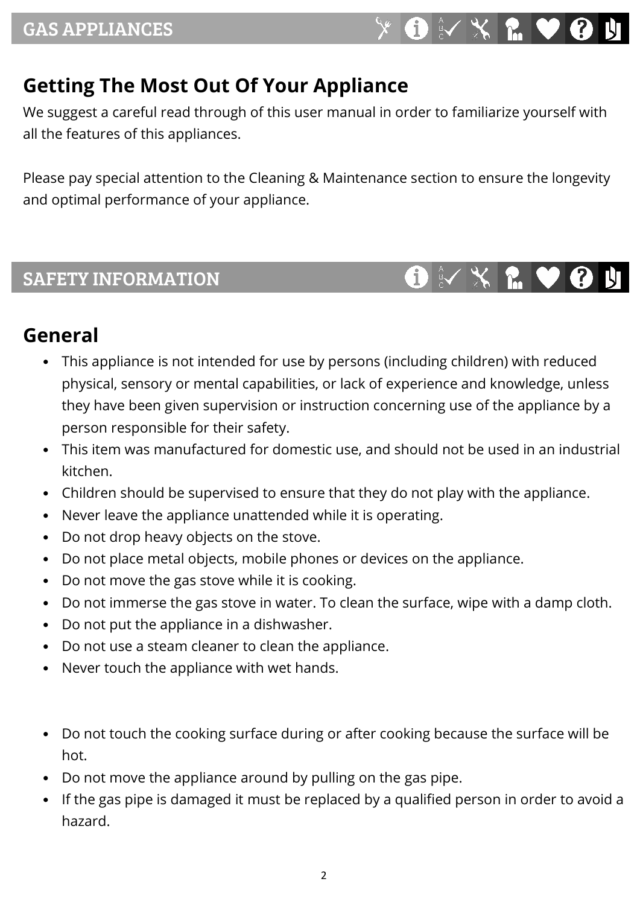# GAS APPLIANCES

## Getting The Most Out Of Your Appliance

We suggest a careful read through of this user manual in order to familiarize yourself with all the features of this appliances.

Please pay special attention to the Cleaning & Maintenance section to ensure the longevity and optimal performance of your appliance.

# SAFETY INFORMATION

## General

- This appliance is not intended for use by persons (including children) with reduced physical, sensory or mental capabilities, or lack of experience and knowledge, unless they have been given supervision or instruction concerning use of the appliance by a person responsible for their safety.
- This item was manufactured for domestic use, and should not be used in an industrial kitchen.
- Children should be supervised to ensure that they do not play with the appliance.
- Never leave the appliance unattended while it is operating.
- Do not drop heavy objects on the stove.
- Do not place metal objects, mobile phones or devices on the appliance.
- Do not move the gas stove while it is cooking.
- Do not immerse the gas stove in water. To clean the surface, wipe with a damp cloth.
- Do not put the appliance in a dishwasher.
- Do not use a steam cleaner to clean the appliance.
- Never touch the appliance with wet hands.

- Do not touch the cooking surface during or after cooking because the surface will be hot.
- Do not move the appliance around by pulling on the gas pipe.
- If the gas pipe is damaged it must be replaced by a qualified person in order to avoid a hazard.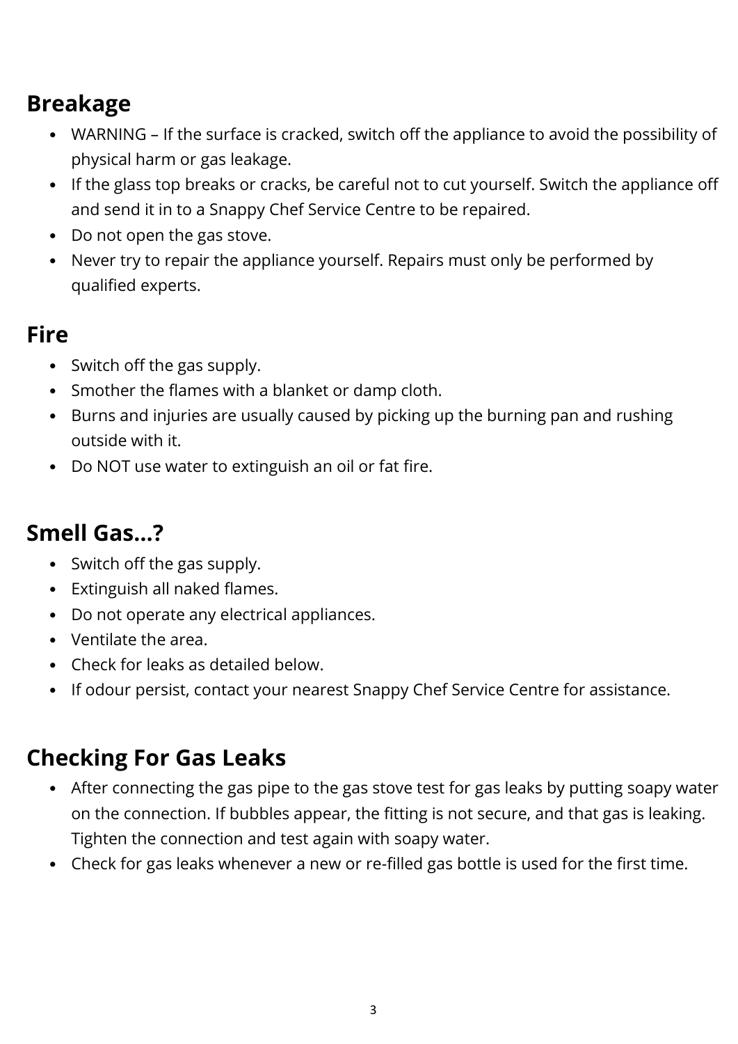## Breakage

- WARNING – If the surface is cracked, switch off the appliance to avoid the possibility of physical harm or gas leakage.
- If the glass top breaks or cracks, be careful not to cut yourself. Switch the appliance off and send it in to a Snappy Chef Service Centre to be repaired.
- Do not open the gas stove.
- Never try to repair the appliance yourself. Repairs must only be performed by qualified experts.

## Fire

- Switch off the gas supply.
- Smother the flames with a blanket or damp cloth.
- Burns and injuries are usually caused by picking up the burning pan and rushing outside with it.
- Do NOT use water to extinguish an oil or fat fire.

## Smell Gas...?

- Switch off the gas supply.
- Extinguish all naked flames.
- Do not operate any electrical appliances.
- Ventilate the area.
- Check for leaks as detailed below.
- If odour persist, contact your nearest Snappy Chef Service Centre for assistance.

## Checking For Gas Leaks

- After connecting the gas pipe to the gas stove test for gas leaks by putting soapy water on the connection. If bubbles appear, the fitting is not secure, and that gas is leaking. Tighten the connection and test again with soapy water.
- Check for gas leaks whenever a new or re-filled gas bottle is used for the first time.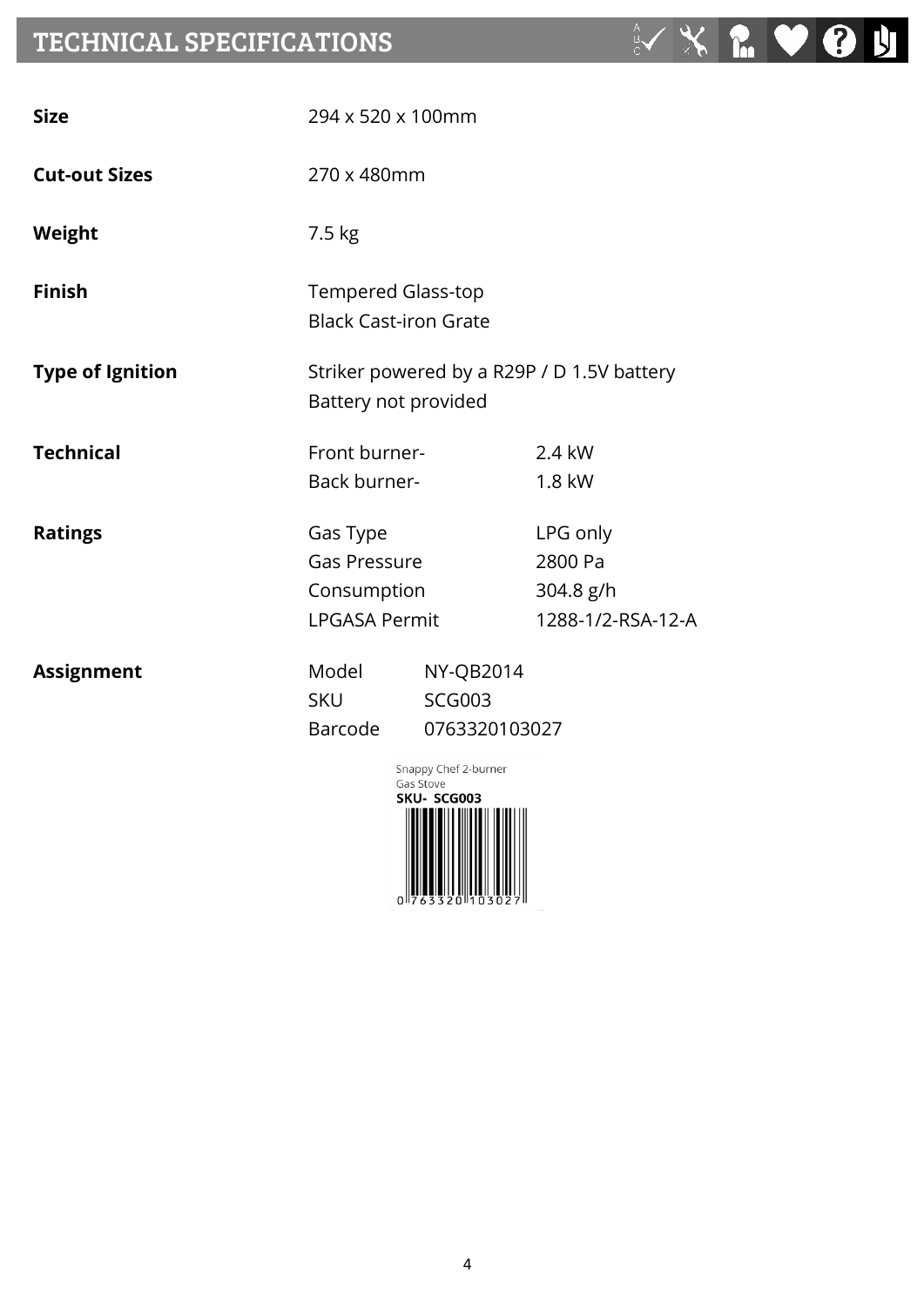# TECHNICAL SPECIFICATIONS

| | | |
|---|---|---|
| **Size** | 294 x 520 x 100mm | |
| **Cut-out Sizes** | 270 x 480mm | |
| **Weight** | 7.5 kg | |
| **Finish** | Tempered Glass-top<br>Black Cast-iron Grate | |
| **Type of Ignition** | Striker powered by a R29P / D 1.5V battery<br>Battery not provided | |
| **Technical** | Front burner- | 2.4 kW |
| | Back burner- | 1.8 kW |
| **Ratings** | Gas Type | LPG only |
| | Gas Pressure | 2800 Pa |
| | Consumption | 304.8 g/h |
| | LPGASA Permit | 1288-1/2-RSA-12-A |
| **Assignment** | Model | NY-QB2014 |
| | SKU | SCG003 |
| | Barcode | 0763320103027 |

Snappy Chef 2-burner Gas Stove
**SKU- SCG003**
0 763320 103027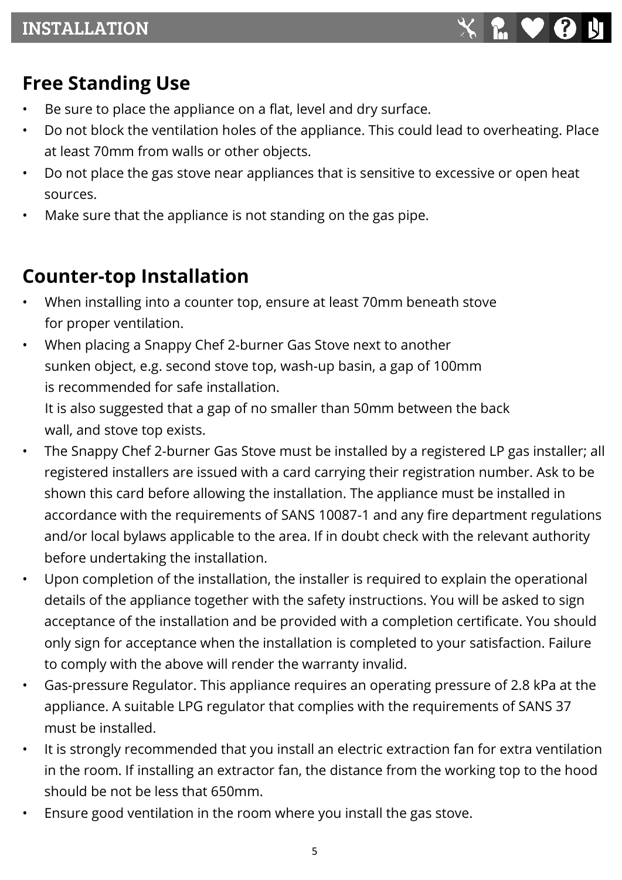# INSTALLATION

## Free Standing Use

- Be sure to place the appliance on a flat, level and dry surface.
- Do not block the ventilation holes of the appliance. This could lead to overheating. Place at least 70mm from walls or other objects.
- Do not place the gas stove near appliances that is sensitive to excessive or open heat sources.
- Make sure that the appliance is not standing on the gas pipe.

## Counter-top Installation

- When installing into a counter top, ensure at least 70mm beneath stove for proper ventilation.
- When placing a Snappy Chef 2-burner Gas Stove next to another sunken object, e.g. second stove top, wash-up basin, a gap of 100mm is recommended for safe installation.
  It is also suggested that a gap of no smaller than 50mm between the back wall, and stove top exists.
- The Snappy Chef 2-burner Gas Stove must be installed by a registered LP gas installer; all registered installers are issued with a card carrying their registration number. Ask to be shown this card before allowing the installation. The appliance must be installed in accordance with the requirements of SANS 10087-1 and any fire department regulations and/or local bylaws applicable to the area. If in doubt check with the relevant authority before undertaking the installation.
- Upon completion of the installation, the installer is required to explain the operational details of the appliance together with the safety instructions. You will be asked to sign acceptance of the installation and be provided with a completion certificate. You should only sign for acceptance when the installation is completed to your satisfaction. Failure to comply with the above will render the warranty invalid.
- Gas-pressure Regulator. This appliance requires an operating pressure of 2.8 kPa at the appliance. A suitable LPG regulator that complies with the requirements of SANS 37 must be installed.
- It is strongly recommended that you install an electric extraction fan for extra ventilation in the room. If installing an extractor fan, the distance from the working top to the hood should be not be less that 650mm.
- Ensure good ventilation in the room where you install the gas stove.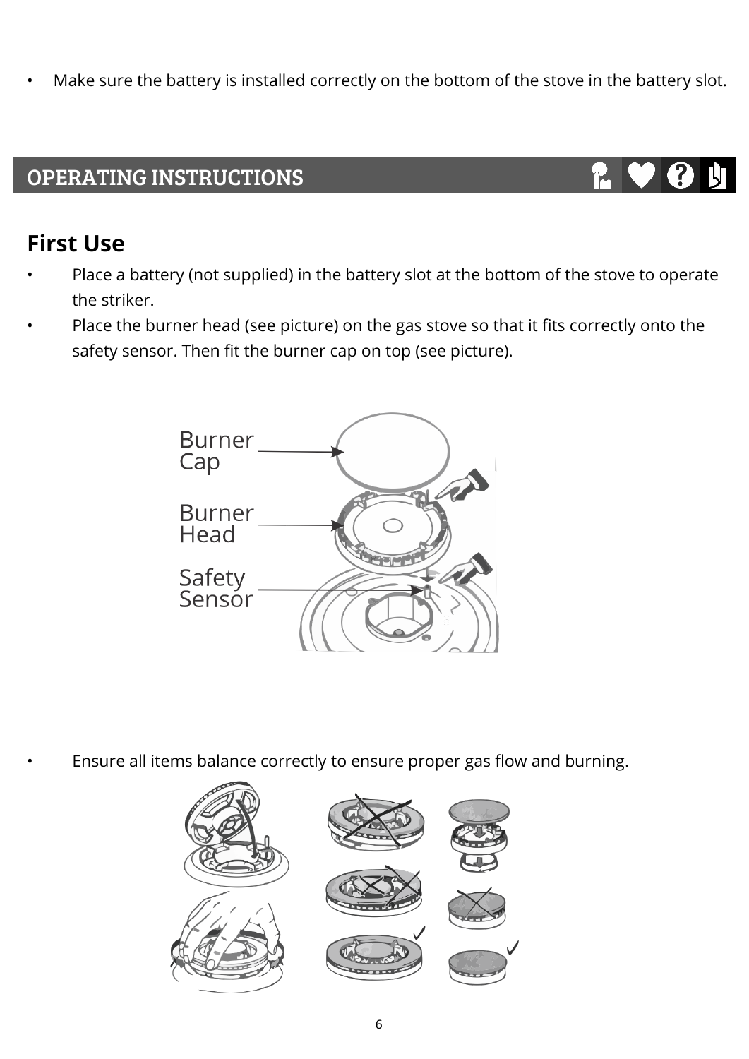- Make sure the battery is installed correctly on the bottom of the stove in the battery slot.

## OPERATING INSTRUCTIONS

### First Use

- Place a battery (not supplied) in the battery slot at the bottom of the stove to operate the striker.
- Place the burner head (see picture) on the gas stove so that it fits correctly onto the safety sensor. Then fit the burner cap on top (see picture).

Burner Cap

Burner Head

Safety Sensor

- Ensure all items balance correctly to ensure proper gas flow and burning.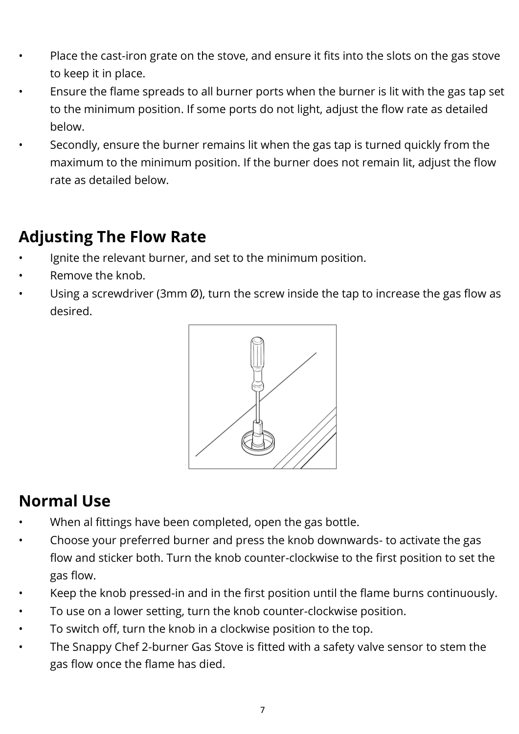- Place the cast-iron grate on the stove, and ensure it fits into the slots on the gas stove to keep it in place.
- Ensure the flame spreads to all burner ports when the burner is lit with the gas tap set to the minimum position. If some ports do not light, adjust the flow rate as detailed below.
- Secondly, ensure the burner remains lit when the gas tap is turned quickly from the maximum to the minimum position. If the burner does not remain lit, adjust the flow rate as detailed below.

## Adjusting The Flow Rate

- Ignite the relevant burner, and set to the minimum position.
- Remove the knob.
- Using a screwdriver (3mm Ø), turn the screw inside the tap to increase the gas flow as desired.

## Normal Use

- When al fittings have been completed, open the gas bottle.
- Choose your preferred burner and press the knob downwards- to activate the gas flow and sticker both. Turn the knob counter-clockwise to the first position to set the gas flow.
- Keep the knob pressed-in and in the first position until the flame burns continuously.
- To use on a lower setting, turn the knob counter-clockwise position.
- To switch off, turn the knob in a clockwise position to the top.
- The Snappy Chef 2-burner Gas Stove is fitted with a safety valve sensor to stem the gas flow once the flame has died.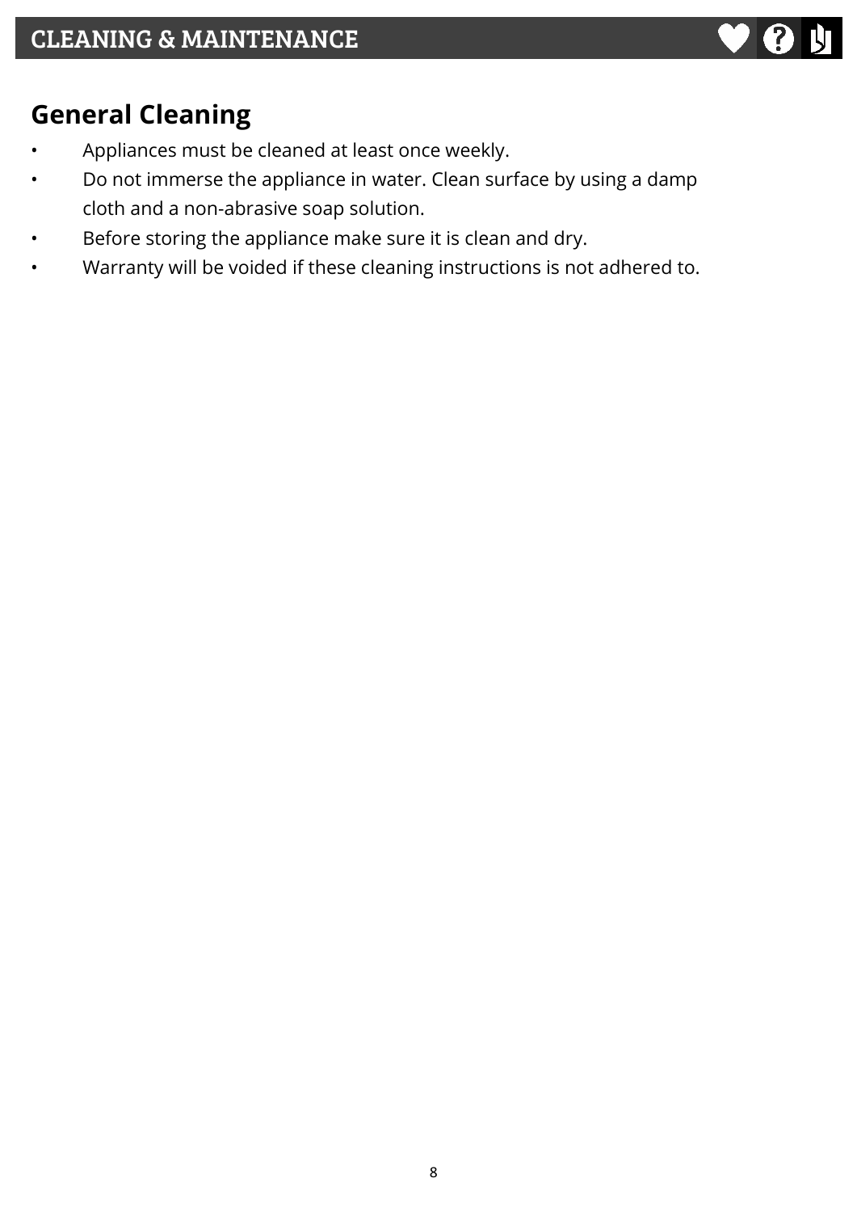# CLEANING & MAINTENANCE

## General Cleaning

- Appliances must be cleaned at least once weekly.
- Do not immerse the appliance in water. Clean surface by using a damp cloth and a non-abrasive soap solution.
- Before storing the appliance make sure it is clean and dry.
- Warranty will be voided if these cleaning instructions is not adhered to.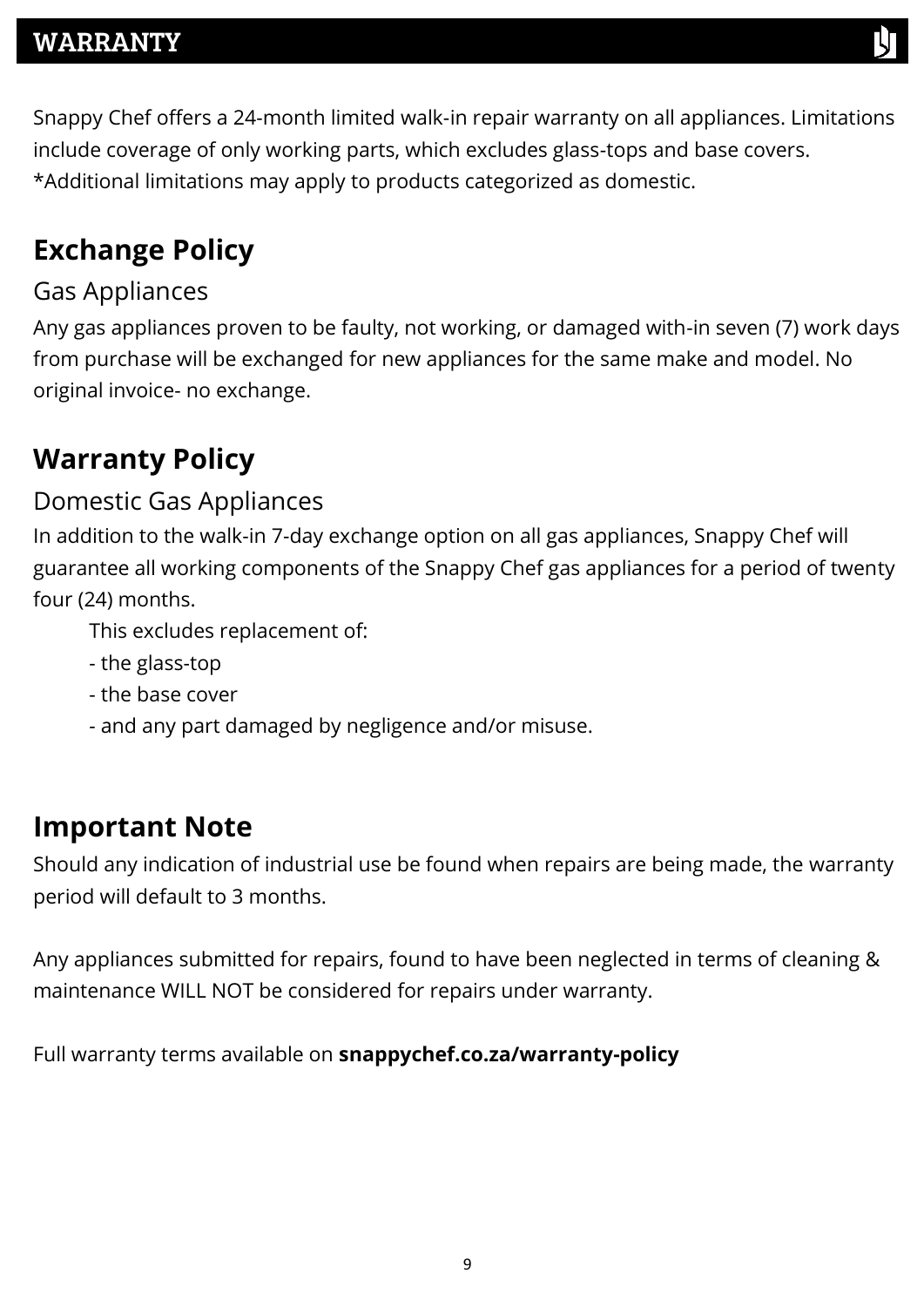# WARRANTY

Snappy Chef offers a 24-month limited walk-in repair warranty on all appliances. Limitations include coverage of only working parts, which excludes glass-tops and base covers. *Additional limitations may apply to products categorized as domestic.

## Exchange Policy

### Gas Appliances

Any gas appliances proven to be faulty, not working, or damaged with-in seven (7) work days from purchase will be exchanged for new appliances for the same make and model. No original invoice- no exchange.

## Warranty Policy

### Domestic Gas Appliances

In addition to the walk-in 7-day exchange option on all gas appliances, Snappy Chef will guarantee all working components of the Snappy Chef gas appliances for a period of twenty four (24) months.

This excludes replacement of:

- the glass-top
- the base cover
- and any part damaged by negligence and/or misuse.

## Important Note

Should any indication of industrial use be found when repairs are being made, the warranty period will default to 3 months.

Any appliances submitted for repairs, found to have been neglected in terms of cleaning & maintenance WILL NOT be considered for repairs under warranty.

Full warranty terms available on **snappychef.co.za/warranty-policy**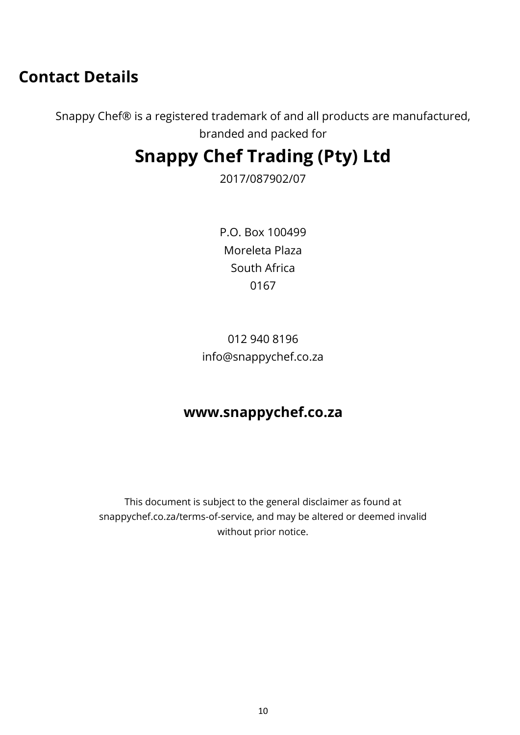## Contact Details

Snappy Chef® is a registered trademark of and all products are manufactured, branded and packed for

# Snappy Chef Trading (Pty) Ltd

2017/087902/07

P.O. Box 100499
Moreleta Plaza
South Africa
0167

012 940 8196
info@snappychef.co.za

**www.snappychef.co.za**

This document is subject to the general disclaimer as found at snappychef.co.za/terms-of-service, and may be altered or deemed invalid without prior notice.